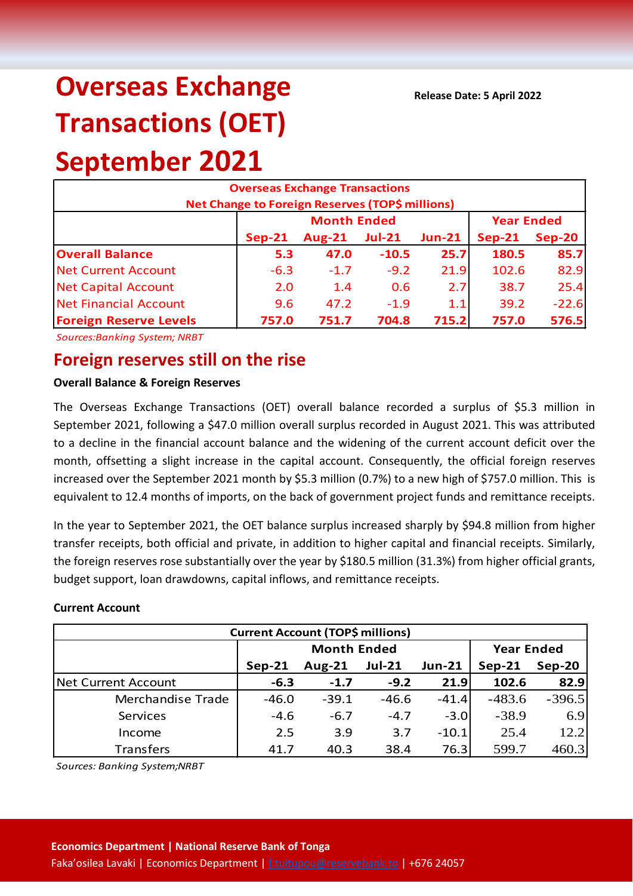# Overseas Exchange Transactions (OET) September 2021

**Release Date: 5 April 2022**

| Overseas Exchange Transactions Net Change to Foreign Reserves (TOP$ millions) | | | | | | |
|---|---|---|---|---|---|---|
| | Month Ended | | | | Year Ended | |
| | Sep-21 | Aug-21 | Jul-21 | Jun-21 | Sep-21 | Sep-20 |
| **Overall Balance** | **5.3** | **47.0** | **-10.5** | **25.7** | **180.5** | **85.7** |
| Net Current Account | -6.3 | -1.7 | -9.2 | 21.9 | 102.6 | 82.9 |
| Net Capital Account | 2.0 | 1.4 | 0.6 | 2.7 | 38.7 | 25.4 |
| Net Financial Account | 9.6 | 47.2 | -1.9 | 1.1 | 39.2 | -22.6 |
| **Foreign Reserve Levels** | **757.0** | **751.7** | **704.8** | **715.2** | **757.0** | **576.5** |

*Sources:Banking System; NRBT*

## Foreign reserves still on the rise

**Overall Balance & Foreign Reserves**

The Overseas Exchange Transactions (OET) overall balance recorded a surplus of $5.3 million in September 2021, following a $47.0 million overall surplus recorded in August 2021. This was attributed to a decline in the financial account balance and the widening of the current account deficit over the month, offsetting a slight increase in the capital account. Consequently, the official foreign reserves increased over the September 2021 month by $5.3 million (0.7%) to a new high of $757.0 million. This is equivalent to 12.4 months of imports, on the back of government project funds and remittance receipts.

In the year to September 2021, the OET balance surplus increased sharply by $94.8 million from higher transfer receipts, both official and private, in addition to higher capital and financial receipts. Similarly, the foreign reserves rose substantially over the year by $180.5 million (31.3%) from higher official grants, budget support, loan drawdowns, capital inflows, and remittance receipts.

**Current Account**

| Current Account (TOP$ millions) | | | | | | |
|---|---|---|---|---|---|---|
| | Month Ended | | | | Year Ended | |
| | Sep-21 | Aug-21 | Jul-21 | Jun-21 | Sep-21 | Sep-20 |
| Net Current Account | **-6.3** | **-1.7** | **-9.2** | **21.9** | **102.6** | **82.9** |
| Merchandise Trade | -46.0 | -39.1 | -46.6 | -41.4 | -483.6 | -396.5 |
| Services | -4.6 | -6.7 | -4.7 | -3.0 | -38.9 | 6.9 |
| Income | 2.5 | 3.9 | 3.7 | -10.1 | 25.4 | 12.2 |
| Transfers | 41.7 | 40.3 | 38.4 | 76.3 | 599.7 | 460.3 |

*Sources: Banking System;NRBT*

**Economics Department | National Reserve Bank of Tonga**

Faka'osilea Lavaki | Economics Department | f.tuitupou@reservebank.to | +676 24057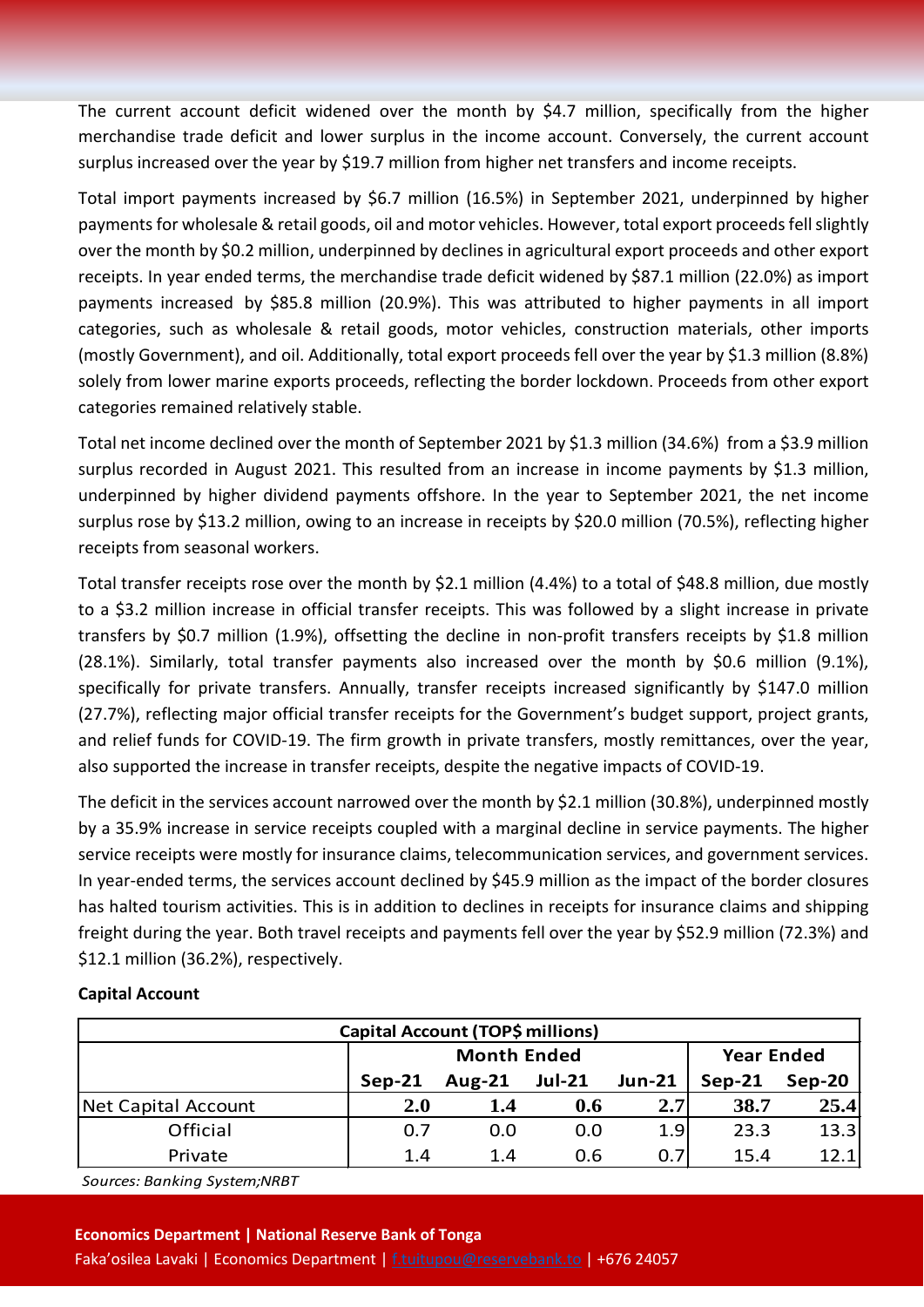The current account deficit widened over the month by $4.7 million, specifically from the higher merchandise trade deficit and lower surplus in the income account. Conversely, the current account surplus increased over the year by $19.7 million from higher net transfers and income receipts.

Total import payments increased by $6.7 million (16.5%) in September 2021, underpinned by higher payments for wholesale & retail goods, oil and motor vehicles. However, total export proceeds fell slightly over the month by $0.2 million, underpinned by declines in agricultural export proceeds and other export receipts. In year ended terms, the merchandise trade deficit widened by $87.1 million (22.0%) as import payments increased by $85.8 million (20.9%). This was attributed to higher payments in all import categories, such as wholesale & retail goods, motor vehicles, construction materials, other imports (mostly Government), and oil. Additionally, total export proceeds fell over the year by $1.3 million (8.8%) solely from lower marine exports proceeds, reflecting the border lockdown. Proceeds from other export categories remained relatively stable.

Total net income declined over the month of September 2021 by $1.3 million (34.6%) from a $3.9 million surplus recorded in August 2021. This resulted from an increase in income payments by $1.3 million, underpinned by higher dividend payments offshore. In the year to September 2021, the net income surplus rose by $13.2 million, owing to an increase in receipts by $20.0 million (70.5%), reflecting higher receipts from seasonal workers.

Total transfer receipts rose over the month by $2.1 million (4.4%) to a total of $48.8 million, due mostly to a $3.2 million increase in official transfer receipts. This was followed by a slight increase in private transfers by $0.7 million (1.9%), offsetting the decline in non-profit transfers receipts by $1.8 million (28.1%). Similarly, total transfer payments also increased over the month by $0.6 million (9.1%), specifically for private transfers. Annually, transfer receipts increased significantly by $147.0 million (27.7%), reflecting major official transfer receipts for the Government's budget support, project grants, and relief funds for COVID-19. The firm growth in private transfers, mostly remittances, over the year, also supported the increase in transfer receipts, despite the negative impacts of COVID-19.

The deficit in the services account narrowed over the month by $2.1 million (30.8%), underpinned mostly by a 35.9% increase in service receipts coupled with a marginal decline in service payments. The higher service receipts were mostly for insurance claims, telecommunication services, and government services. In year-ended terms, the services account declined by $45.9 million as the impact of the border closures has halted tourism activities. This is in addition to declines in receipts for insurance claims and shipping freight during the year. Both travel receipts and payments fell over the year by $52.9 million (72.3%) and $12.1 million (36.2%), respectively.

**Capital Account**

| Capital Account (TOP$ millions) | | | | | | |
|---|---|---|---|---|---|---|
| | Month Ended | | | | Year Ended | |
| | Sep-21 | Aug-21 | Jul-21 | Jun-21 | Sep-21 | Sep-20 |
| Net Capital Account | **2.0** | **1.4** | **0.6** | **2.7** | **38.7** | **25.4** |
| Official | 0.7 | 0.0 | 0.0 | 1.9 | 23.3 | 13.3 |
| Private | 1.4 | 1.4 | 0.6 | 0.7 | 15.4 | 12.1 |

*Sources: Banking System;NRBT*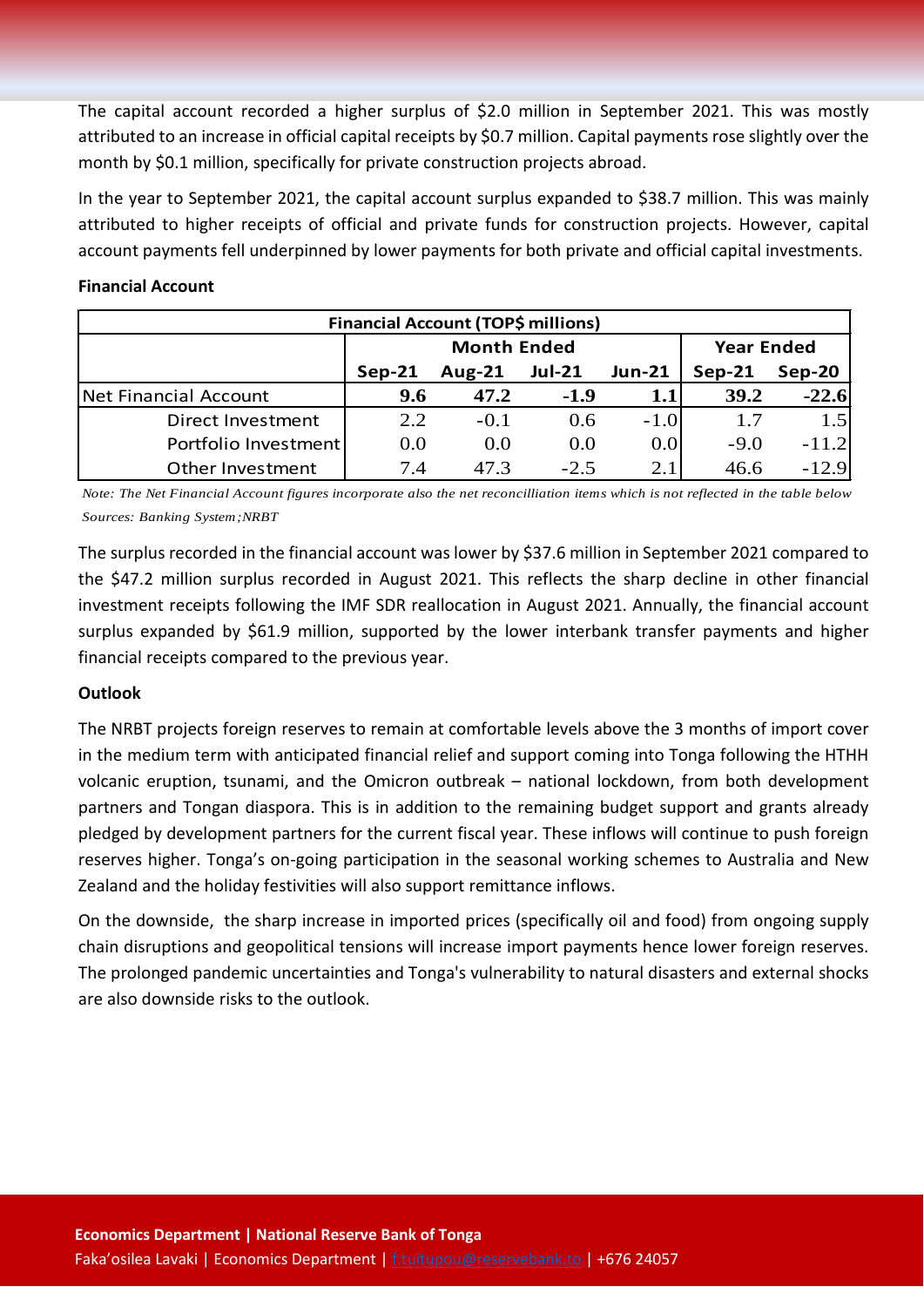The capital account recorded a higher surplus of $2.0 million in September 2021. This was mostly attributed to an increase in official capital receipts by $0.7 million. Capital payments rose slightly over the month by $0.1 million, specifically for private construction projects abroad.

In the year to September 2021, the capital account surplus expanded to $38.7 million. This was mainly attributed to higher receipts of official and private funds for construction projects. However, capital account payments fell underpinned by lower payments for both private and official capital investments.

**Financial Account**

| Financial Account (TOP$ millions) | | | | | | |
|---|---|---|---|---|---|---|
| | Month Ended | | | | Year Ended | |
| | Sep-21 | Aug-21 | Jul-21 | Jun-21 | Sep-21 | Sep-20 |
| Net Financial Account | **9.6** | **47.2** | **-1.9** | **1.1** | **39.2** | **-22.6** |
| Direct Investment | 2.2 | -0.1 | 0.6 | -1.0 | 1.7 | 1.5 |
| Portfolio Investment | 0.0 | 0.0 | 0.0 | 0.0 | -9.0 | -11.2 |
| Other Investment | 7.4 | 47.3 | -2.5 | 2.1 | 46.6 | -12.9 |

*Note: The Net Financial Account figures incorporate also the net reconcilliation items which is not reflected in the table below*

*Sources: Banking System;NRBT*

The surplus recorded in the financial account was lower by $37.6 million in September 2021 compared to the $47.2 million surplus recorded in August 2021. This reflects the sharp decline in other financial investment receipts following the IMF SDR reallocation in August 2021. Annually, the financial account surplus expanded by $61.9 million, supported by the lower interbank transfer payments and higher financial receipts compared to the previous year.

**Outlook**

The NRBT projects foreign reserves to remain at comfortable levels above the 3 months of import cover in the medium term with anticipated financial relief and support coming into Tonga following the HTHH volcanic eruption, tsunami, and the Omicron outbreak – national lockdown, from both development partners and Tongan diaspora. This is in addition to the remaining budget support and grants already pledged by development partners for the current fiscal year. These inflows will continue to push foreign reserves higher. Tonga's on-going participation in the seasonal working schemes to Australia and New Zealand and the holiday festivities will also support remittance inflows.

On the downside, the sharp increase in imported prices (specifically oil and food) from ongoing supply chain disruptions and geopolitical tensions will increase import payments hence lower foreign reserves. The prolonged pandemic uncertainties and Tonga's vulnerability to natural disasters and external shocks are also downside risks to the outlook.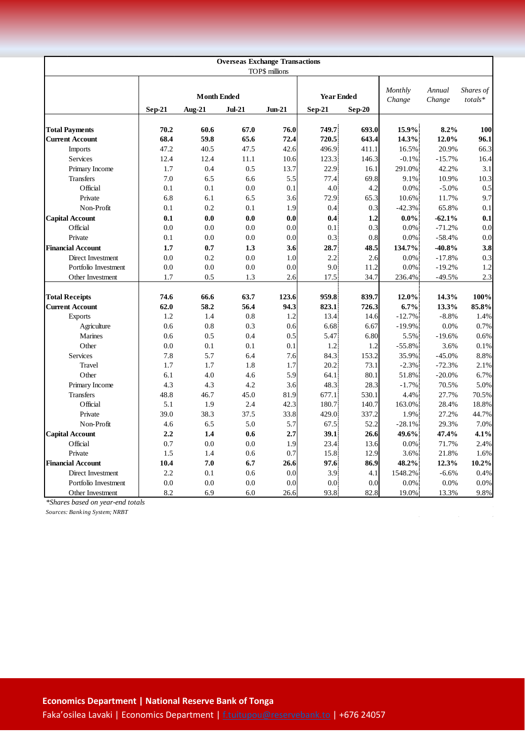**Overseas Exchange Transactions**

TOP$ millions

| | Month Ended | | | | Year Ended | | *Monthly Change* | *Annual Change* | *Shares of totals** |
|---|---|---|---|---|---|---|---|---|---|
| | **Sep-21** | **Aug-21** | **Jul-21** | **Jun-21** | **Sep-21** | **Sep-20** | | | |
| **Total Payments** | **70.2** | **60.6** | **67.0** | **76.0** | **749.7** | **693.0** | **15.9%** | **8.2%** | **100** |
| **Current Account** | **68.4** | **59.8** | **65.6** | **72.4** | **720.5** | **643.4** | **14.3%** | **12.0%** | **96.1** |
| Imports | 47.2 | 40.5 | 47.5 | 42.6 | 496.9 | 411.1 | 16.5% | 20.9% | 66.3 |
| Services | 12.4 | 12.4 | 11.1 | 10.6 | 123.3 | 146.3 | -0.1% | -15.7% | 16.4 |
| Primary Income | 1.7 | 0.4 | 0.5 | 13.7 | 22.9 | 16.1 | 291.0% | 42.2% | 3.1 |
| Transfers | 7.0 | 6.5 | 6.6 | 5.5 | 77.4 | 69.8 | 9.1% | 10.9% | 10.3 |
| Official | 0.1 | 0.1 | 0.0 | 0.1 | 4.0 | 4.2 | 0.0% | -5.0% | 0.5 |
| Private | 6.8 | 6.1 | 6.5 | 3.6 | 72.9 | 65.3 | 10.6% | 11.7% | 9.7 |
| Non-Profit | 0.1 | 0.2 | 0.1 | 1.9 | 0.4 | 0.3 | -42.3% | 65.8% | 0.1 |
| **Capital Account** | **0.1** | **0.0** | **0.0** | **0.0** | **0.4** | **1.2** | **0.0%** | **-62.1%** | **0.1** |
| Official | 0.0 | 0.0 | 0.0 | 0.0 | 0.1 | 0.3 | 0.0% | -71.2% | 0.0 |
| Private | 0.1 | 0.0 | 0.0 | 0.0 | 0.3 | 0.8 | 0.0% | -58.4% | 0.0 |
| **Financial Account** | **1.7** | **0.7** | **1.3** | **3.6** | **28.7** | **48.5** | **134.7%** | **-40.8%** | **3.8** |
| Direct Investment | 0.0 | 0.2 | 0.0 | 1.0 | 2.2 | 2.6 | 0.0% | -17.8% | 0.3 |
| Portfolio Investment | 0.0 | 0.0 | 0.0 | 0.0 | 9.0 | 11.2 | 0.0% | -19.2% | 1.2 |
| Other Investment | 1.7 | 0.5 | 1.3 | 2.6 | 17.5 | 34.7 | 236.4% | -49.5% | 2.3 |
| **Total Receipts** | **74.6** | **66.6** | **63.7** | **123.6** | **959.8** | **839.7** | **12.0%** | **14.3%** | **100%** |
| **Current Account** | **62.0** | **58.2** | **56.4** | **94.3** | **823.1** | **726.3** | **6.7%** | **13.3%** | **85.8%** |
| Exports | 1.2 | 1.4 | 0.8 | 1.2 | 13.4 | 14.6 | -12.7% | -8.8% | 1.4% |
| Agriculture | 0.6 | 0.8 | 0.3 | 0.6 | 6.68 | 6.67 | -19.9% | 0.0% | 0.7% |
| Marines | 0.6 | 0.5 | 0.4 | 0.5 | 5.47 | 6.80 | 5.5% | -19.6% | 0.6% |
| Other | 0.0 | 0.1 | 0.1 | 0.1 | 1.2 | 1.2 | -55.8% | 3.6% | 0.1% |
| Services | 7.8 | 5.7 | 6.4 | 7.6 | 84.3 | 153.2 | 35.9% | -45.0% | 8.8% |
| Travel | 1.7 | 1.7 | 1.8 | 1.7 | 20.2 | 73.1 | -2.3% | -72.3% | 2.1% |
| Other | 6.1 | 4.0 | 4.6 | 5.9 | 64.1 | 80.1 | 51.8% | -20.0% | 6.7% |
| Primary Income | 4.3 | 4.3 | 4.2 | 3.6 | 48.3 | 28.3 | -1.7% | 70.5% | 5.0% |
| Transfers | 48.8 | 46.7 | 45.0 | 81.9 | 677.1 | 530.1 | 4.4% | 27.7% | 70.5% |
| Official | 5.1 | 1.9 | 2.4 | 42.3 | 180.7 | 140.7 | 163.0% | 28.4% | 18.8% |
| Private | 39.0 | 38.3 | 37.5 | 33.8 | 429.0 | 337.2 | 1.9% | 27.2% | 44.7% |
| Non-Profit | 4.6 | 6.5 | 5.0 | 5.7 | 67.5 | 52.2 | -28.1% | 29.3% | 7.0% |
| **Capital Account** | **2.2** | **1.4** | **0.6** | **2.7** | **39.1** | **26.6** | **49.6%** | **47.4%** | **4.1%** |
| Official | 0.7 | 0.0 | 0.0 | 1.9 | 23.4 | 13.6 | 0.0% | 71.7% | 2.4% |
| Private | 1.5 | 1.4 | 0.6 | 0.7 | 15.8 | 12.9 | 3.6% | 21.8% | 1.6% |
| **Financial Account** | **10.4** | **7.0** | **6.7** | **26.6** | **97.6** | **86.9** | **48.2%** | **12.3%** | **10.2%** |
| Direct Investment | 2.2 | 0.1 | 0.6 | 0.0 | 3.9 | 4.1 | 1548.2% | -6.6% | 0.4% |
| Portfolio Investment | 0.0 | 0.0 | 0.0 | 0.0 | 0.0 | 0.0 | 0.0% | 0.0% | 0.0% |
| Other Investment | 8.2 | 6.9 | 6.0 | 26.6 | 93.8 | 82.8 | 19.0% | 13.3% | 9.8% |

*\*Shares based on year-end totals*

*Sources: Banking System; NRBT*

**Economics Department | National Reserve Bank of Tonga**

Faka'osilea Lavaki | Economics Department | f.tuitupou@reservebank.to | +676 24057